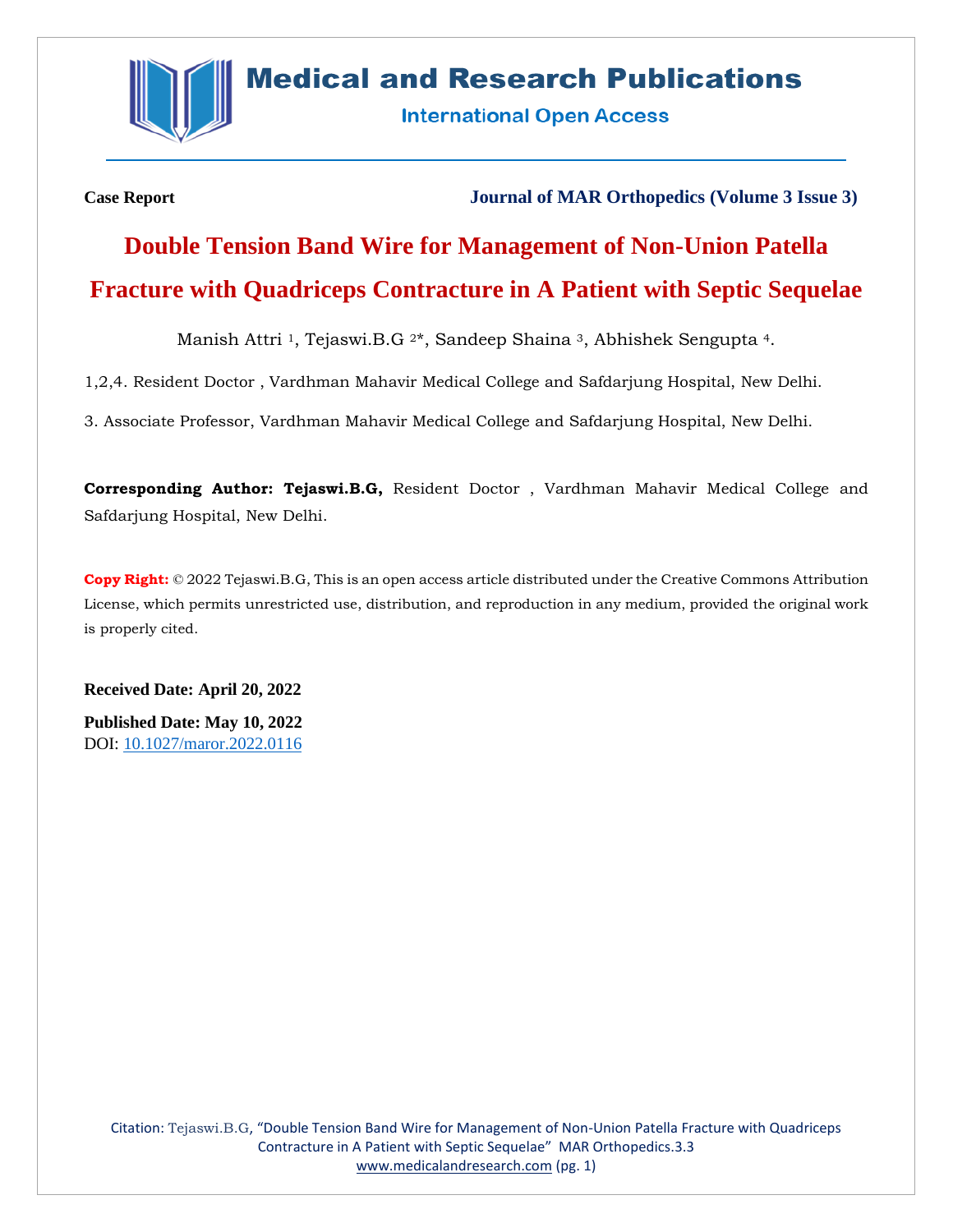**Case Report** **Journal of MAR Orthopedics (Volume 3 Issue 3)**

# Double Tension Band Wire for Management of Non-Union Patella Fracture with Quadriceps Contracture in A Patient with Septic Sequelae

Manish Attri [1], Tejaswi.B.G [2]*, Sandeep Shaina [3], Abhishek Sengupta [4].

1,2,4. Resident Doctor , Vardhman Mahavir Medical College and Safdarjung Hospital, New Delhi.

3. Associate Professor, Vardhman Mahavir Medical College and Safdarjung Hospital, New Delhi.

**Corresponding Author: Tejaswi.B.G,** Resident Doctor , Vardhman Mahavir Medical College and Safdarjung Hospital, New Delhi.

**Copy Right:** © 2022 Tejaswi.B.G, This is an open access article distributed under the Creative Commons Attribution License, which permits unrestricted use, distribution, and reproduction in any medium, provided the original work is properly cited.

**Received Date: April 20, 2022**

**Published Date: May 10, 2022**

DOI: 10.1027/maror.2022.0116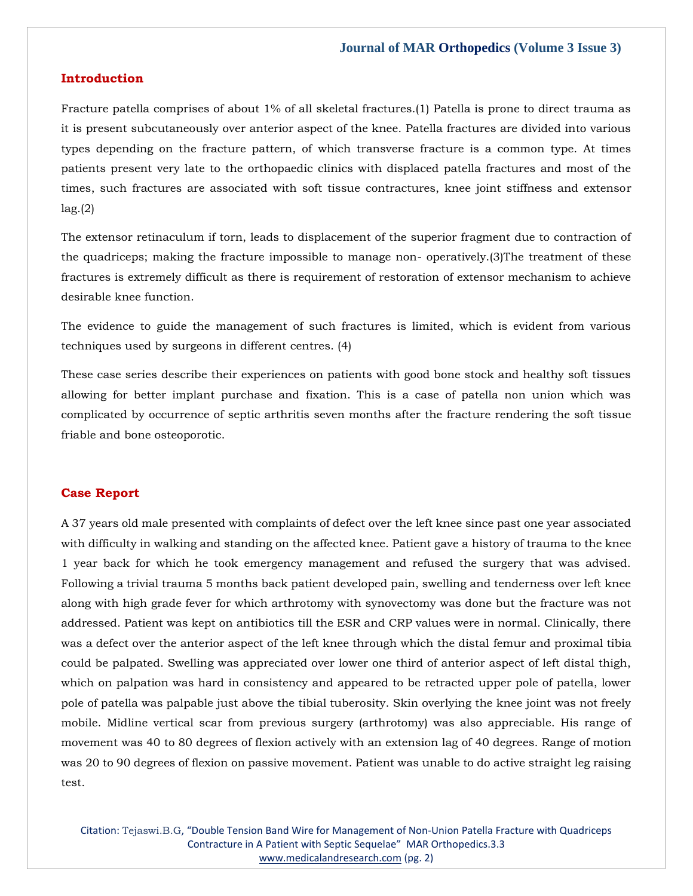## Introduction

Fracture patella comprises of about 1% of all skeletal fractures.(1) Patella is prone to direct trauma as it is present subcutaneously over anterior aspect of the knee. Patella fractures are divided into various types depending on the fracture pattern, of which transverse fracture is a common type. At times patients present very late to the orthopaedic clinics with displaced patella fractures and most of the times, such fractures are associated with soft tissue contractures, knee joint stiffness and extensor lag.(2)

The extensor retinaculum if torn, leads to displacement of the superior fragment due to contraction of the quadriceps; making the fracture impossible to manage non- operatively.(3)The treatment of these fractures is extremely difficult as there is requirement of restoration of extensor mechanism to achieve desirable knee function.

The evidence to guide the management of such fractures is limited, which is evident from various techniques used by surgeons in different centres. (4)

These case series describe their experiences on patients with good bone stock and healthy soft tissues allowing for better implant purchase and fixation. This is a case of patella non union which was complicated by occurrence of septic arthritis seven months after the fracture rendering the soft tissue friable and bone osteoporotic.

## Case Report

A 37 years old male presented with complaints of defect over the left knee since past one year associated with difficulty in walking and standing on the affected knee. Patient gave a history of trauma to the knee 1 year back for which he took emergency management and refused the surgery that was advised. Following a trivial trauma 5 months back patient developed pain, swelling and tenderness over left knee along with high grade fever for which arthrotomy with synovectomy was done but the fracture was not addressed. Patient was kept on antibiotics till the ESR and CRP values were in normal. Clinically, there was a defect over the anterior aspect of the left knee through which the distal femur and proximal tibia could be palpated. Swelling was appreciated over lower one third of anterior aspect of left distal thigh, which on palpation was hard in consistency and appeared to be retracted upper pole of patella, lower pole of patella was palpable just above the tibial tuberosity. Skin overlying the knee joint was not freely mobile. Midline vertical scar from previous surgery (arthrotomy) was also appreciable. His range of movement was 40 to 80 degrees of flexion actively with an extension lag of 40 degrees. Range of motion was 20 to 90 degrees of flexion on passive movement. Patient was unable to do active straight leg raising test.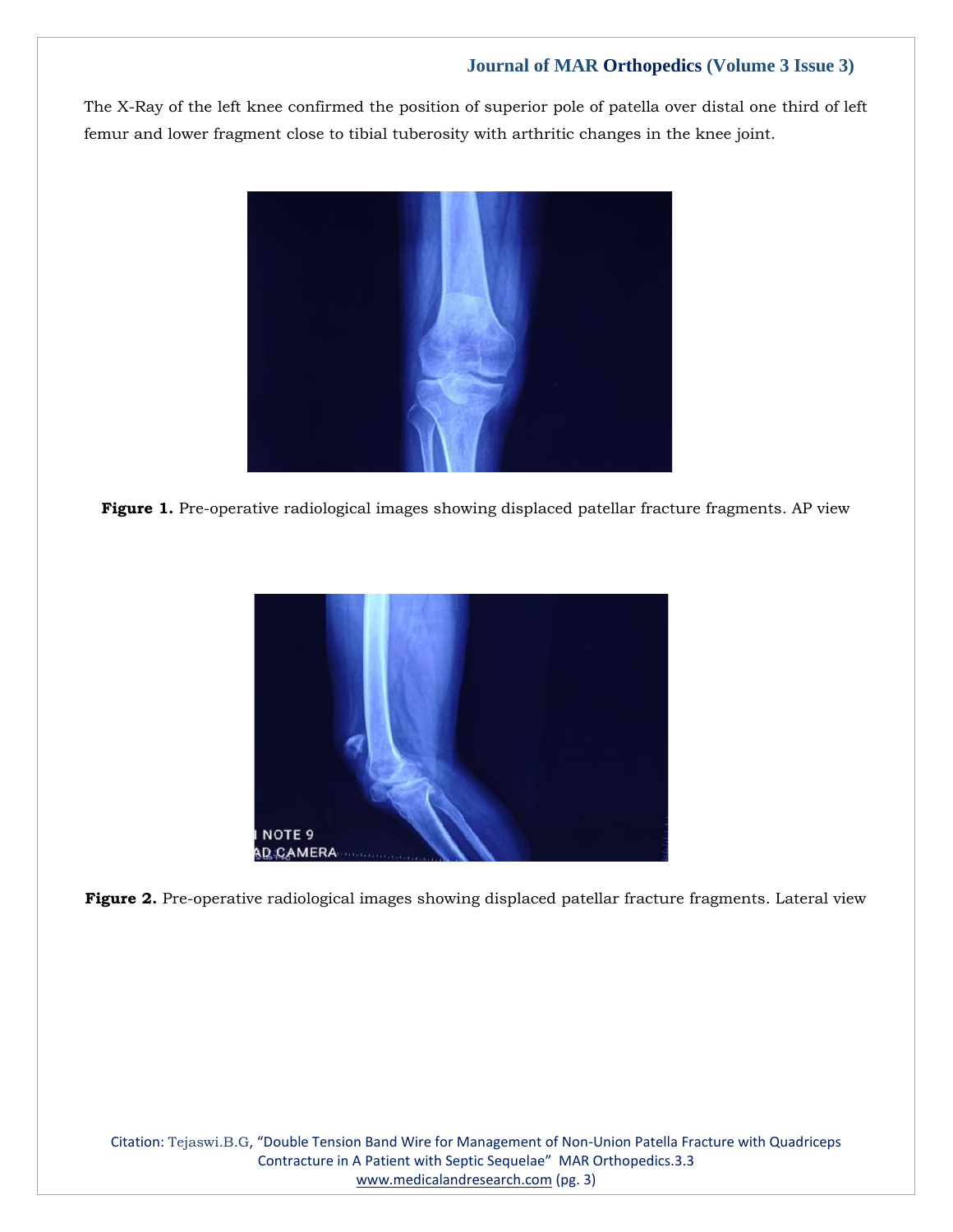The X-Ray of the left knee confirmed the position of superior pole of patella over distal one third of left femur and lower fragment close to tibial tuberosity with arthritic changes in the knee joint.

**Figure 1.** Pre-operative radiological images showing displaced patellar fracture fragments. AP view

**Figure 2.** Pre-operative radiological images showing displaced patellar fracture fragments. Lateral view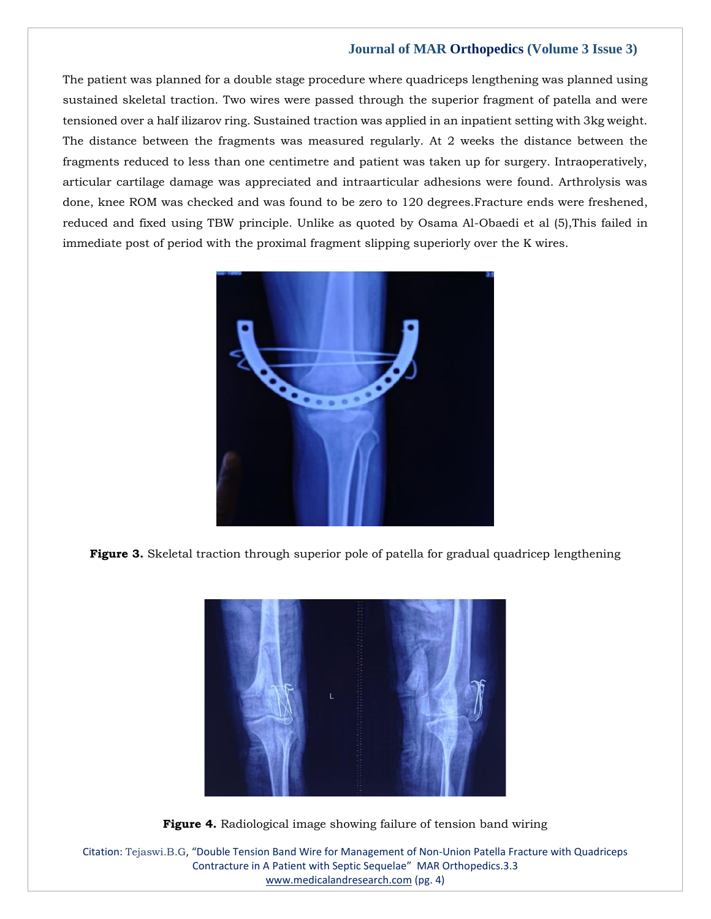The patient was planned for a double stage procedure where quadriceps lengthening was planned using sustained skeletal traction. Two wires were passed through the superior fragment of patella and were tensioned over a half ilizarov ring. Sustained traction was applied in an inpatient setting with 3kg weight. The distance between the fragments was measured regularly. At 2 weeks the distance between the fragments reduced to less than one centimetre and patient was taken up for surgery. Intraoperatively, articular cartilage damage was appreciated and intraarticular adhesions were found. Arthrolysis was done, knee ROM was checked and was found to be zero to 120 degrees.Fracture ends were freshened, reduced and fixed using TBW principle. Unlike as quoted by Osama Al-Obaedi et al (5),This failed in immediate post of period with the proximal fragment slipping superiorly over the K wires.

**Figure 3.** Skeletal traction through superior pole of patella for gradual quadricep lengthening

**Figure 4.** Radiological image showing failure of tension band wiring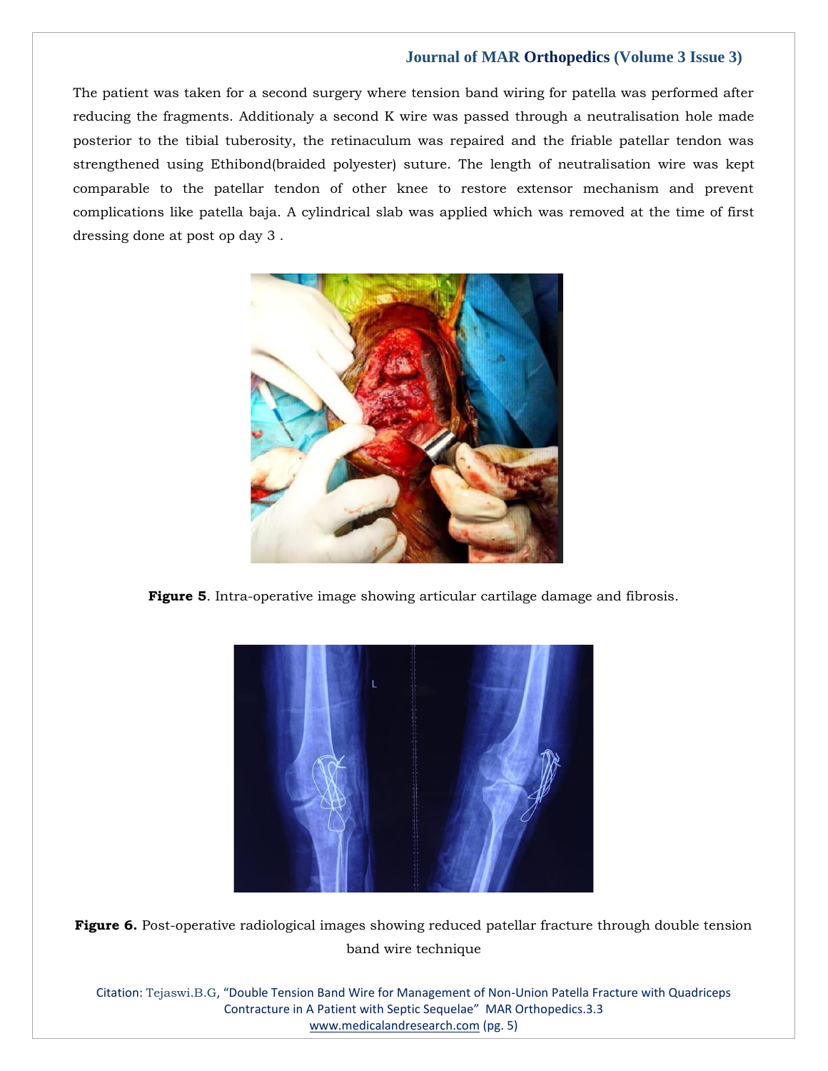The patient was taken for a second surgery where tension band wiring for patella was performed after reducing the fragments. Additionaly a second K wire was passed through a neutralisation hole made posterior to the tibial tuberosity, the retinaculum was repaired and the friable patellar tendon was strengthened using Ethibond(braided polyester) suture. The length of neutralisation wire was kept comparable to the patellar tendon of other knee to restore extensor mechanism and prevent complications like patella baja. A cylindrical slab was applied which was removed at the time of first dressing done at post op day 3 .

**Figure 5**. Intra-operative image showing articular cartilage damage and fibrosis.

**Figure 6.** Post-operative radiological images showing reduced patellar fracture through double tension band wire technique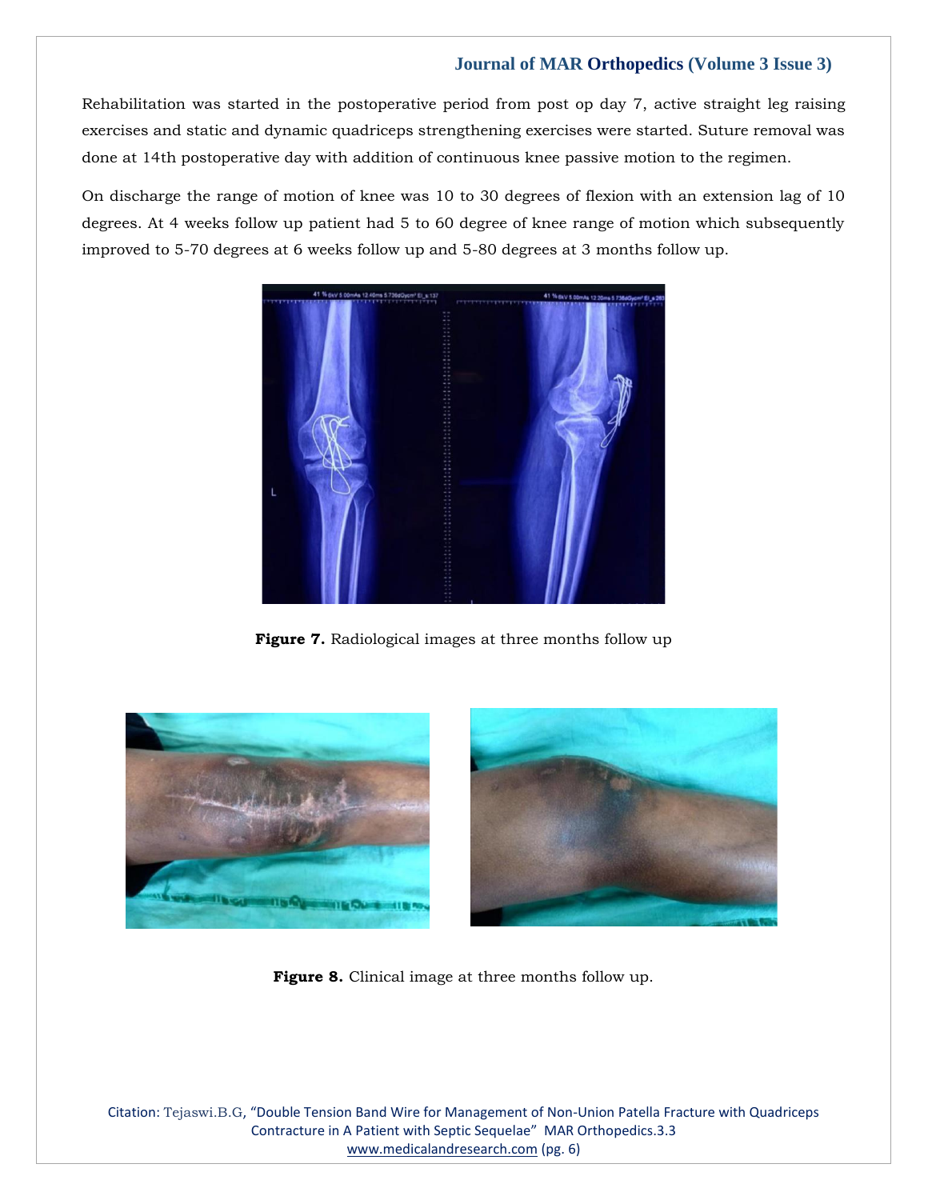Rehabilitation was started in the postoperative period from post op day 7, active straight leg raising exercises and static and dynamic quadriceps strengthening exercises were started. Suture removal was done at 14th postoperative day with addition of continuous knee passive motion to the regimen.

On discharge the range of motion of knee was 10 to 30 degrees of flexion with an extension lag of 10 degrees. At 4 weeks follow up patient had 5 to 60 degree of knee range of motion which subsequently improved to 5-70 degrees at 6 weeks follow up and 5-80 degrees at 3 months follow up.

**Figure 7.** Radiological images at three months follow up

**Figure 8.** Clinical image at three months follow up.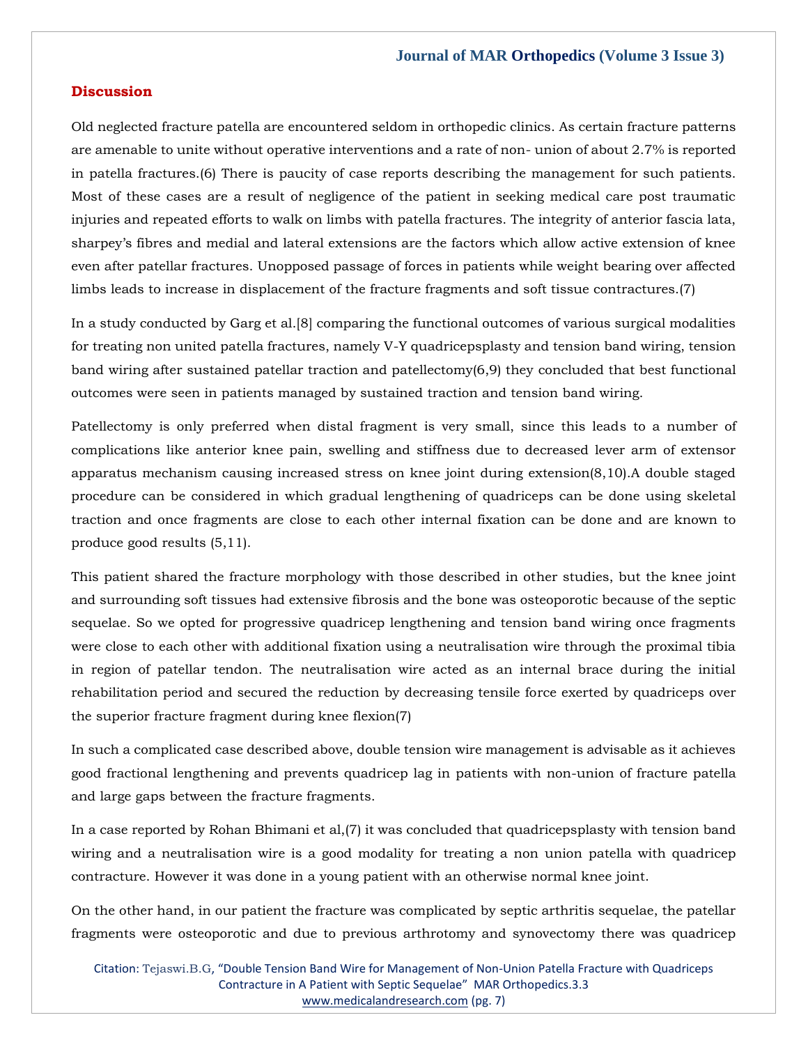## Discussion

Old neglected fracture patella are encountered seldom in orthopedic clinics. As certain fracture patterns are amenable to unite without operative interventions and a rate of non- union of about 2.7% is reported in patella fractures.(6) There is paucity of case reports describing the management for such patients. Most of these cases are a result of negligence of the patient in seeking medical care post traumatic injuries and repeated efforts to walk on limbs with patella fractures. The integrity of anterior fascia lata, sharpey's fibres and medial and lateral extensions are the factors which allow active extension of knee even after patellar fractures. Unopposed passage of forces in patients while weight bearing over affected limbs leads to increase in displacement of the fracture fragments and soft tissue contractures.(7)

In a study conducted by Garg et al.[8] comparing the functional outcomes of various surgical modalities for treating non united patella fractures, namely V-Y quadricepsplasty and tension band wiring, tension band wiring after sustained patellar traction and patellectomy(6,9) they concluded that best functional outcomes were seen in patients managed by sustained traction and tension band wiring.

Patellectomy is only preferred when distal fragment is very small, since this leads to a number of complications like anterior knee pain, swelling and stiffness due to decreased lever arm of extensor apparatus mechanism causing increased stress on knee joint during extension(8,10).A double staged procedure can be considered in which gradual lengthening of quadriceps can be done using skeletal traction and once fragments are close to each other internal fixation can be done and are known to produce good results (5,11).

This patient shared the fracture morphology with those described in other studies, but the knee joint and surrounding soft tissues had extensive fibrosis and the bone was osteoporotic because of the septic sequelae. So we opted for progressive quadricep lengthening and tension band wiring once fragments were close to each other with additional fixation using a neutralisation wire through the proximal tibia in region of patellar tendon. The neutralisation wire acted as an internal brace during the initial rehabilitation period and secured the reduction by decreasing tensile force exerted by quadriceps over the superior fracture fragment during knee flexion(7)

In such a complicated case described above, double tension wire management is advisable as it achieves good fractional lengthening and prevents quadricep lag in patients with non-union of fracture patella and large gaps between the fracture fragments.

In a case reported by Rohan Bhimani et al,(7) it was concluded that quadricepsplasty with tension band wiring and a neutralisation wire is a good modality for treating a non union patella with quadricep contracture. However it was done in a young patient with an otherwise normal knee joint.

On the other hand, in our patient the fracture was complicated by septic arthritis sequelae, the patellar fragments were osteoporotic and due to previous arthrotomy and synovectomy there was quadricep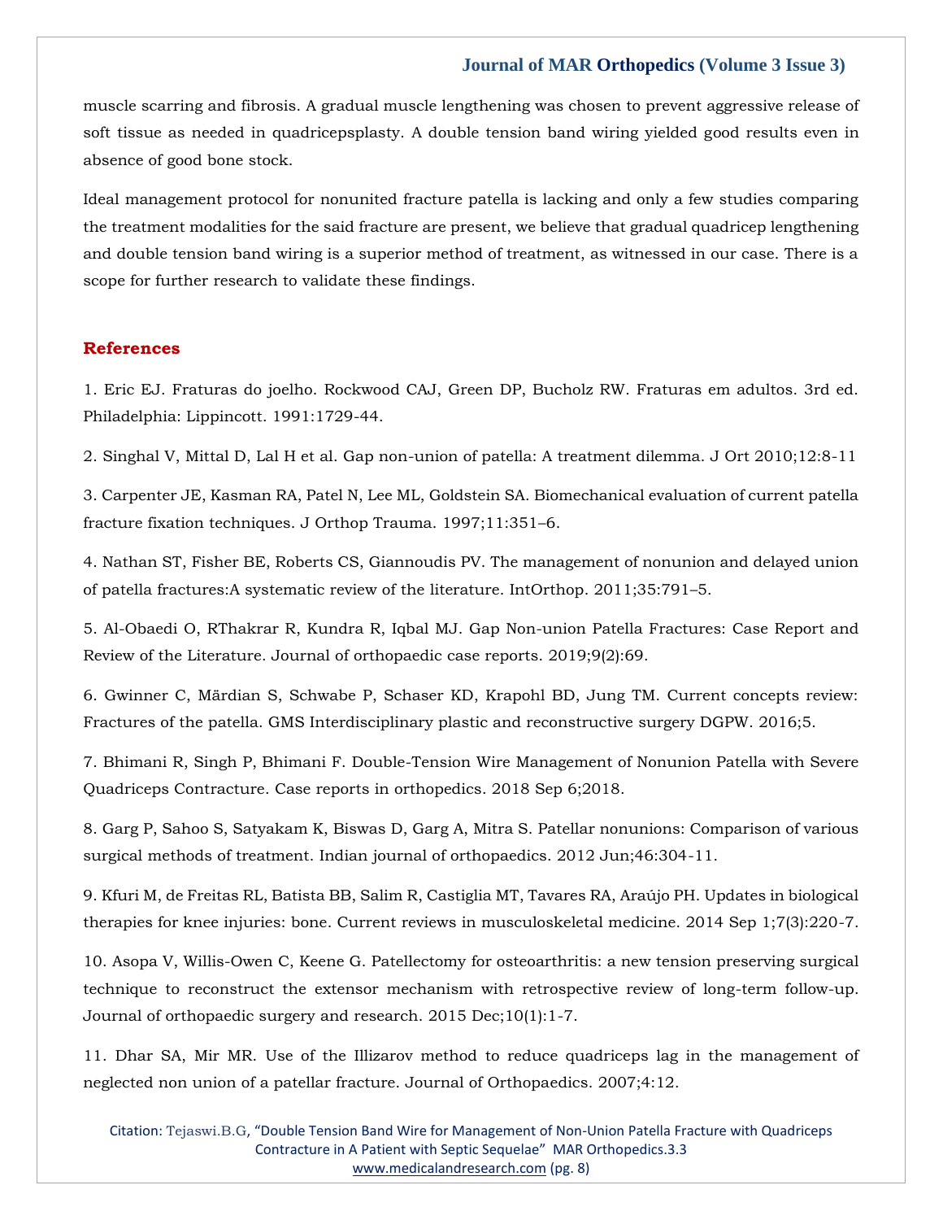muscle scarring and fibrosis. A gradual muscle lengthening was chosen to prevent aggressive release of soft tissue as needed in quadricepsplasty. A double tension band wiring yielded good results even in absence of good bone stock.

Ideal management protocol for nonunited fracture patella is lacking and only a few studies comparing the treatment modalities for the said fracture are present, we believe that gradual quadricep lengthening and double tension band wiring is a superior method of treatment, as witnessed in our case. There is a scope for further research to validate these findings.

## References

1. Eric EJ. Fraturas do joelho. Rockwood CAJ, Green DP, Bucholz RW. Fraturas em adultos. 3rd ed. Philadelphia: Lippincott. 1991:1729-44.

2. Singhal V, Mittal D, Lal H et al. Gap non-union of patella: A treatment dilemma. J Ort 2010;12:8-11

3. Carpenter JE, Kasman RA, Patel N, Lee ML, Goldstein SA. Biomechanical evaluation of current patella fracture fixation techniques. J Orthop Trauma. 1997;11:351–6.

4. Nathan ST, Fisher BE, Roberts CS, Giannoudis PV. The management of nonunion and delayed union of patella fractures:A systematic review of the literature. IntOrthop. 2011;35:791–5.

5. Al-Obaedi O, RThakrar R, Kundra R, Iqbal MJ. Gap Non-union Patella Fractures: Case Report and Review of the Literature. Journal of orthopaedic case reports. 2019;9(2):69.

6. Gwinner C, Märdian S, Schwabe P, Schaser KD, Krapohl BD, Jung TM. Current concepts review: Fractures of the patella. GMS Interdisciplinary plastic and reconstructive surgery DGPW. 2016;5.

7. Bhimani R, Singh P, Bhimani F. Double-Tension Wire Management of Nonunion Patella with Severe Quadriceps Contracture. Case reports in orthopedics. 2018 Sep 6;2018.

8. Garg P, Sahoo S, Satyakam K, Biswas D, Garg A, Mitra S. Patellar nonunions: Comparison of various surgical methods of treatment. Indian journal of orthopaedics. 2012 Jun;46:304-11.

9. Kfuri M, de Freitas RL, Batista BB, Salim R, Castiglia MT, Tavares RA, Araújo PH. Updates in biological therapies for knee injuries: bone. Current reviews in musculoskeletal medicine. 2014 Sep 1;7(3):220-7.

10. Asopa V, Willis-Owen C, Keene G. Patellectomy for osteoarthritis: a new tension preserving surgical technique to reconstruct the extensor mechanism with retrospective review of long-term follow-up. Journal of orthopaedic surgery and research. 2015 Dec;10(1):1-7.

11. Dhar SA, Mir MR. Use of the Illizarov method to reduce quadriceps lag in the management of neglected non union of a patellar fracture. Journal of Orthopaedics. 2007;4:12.